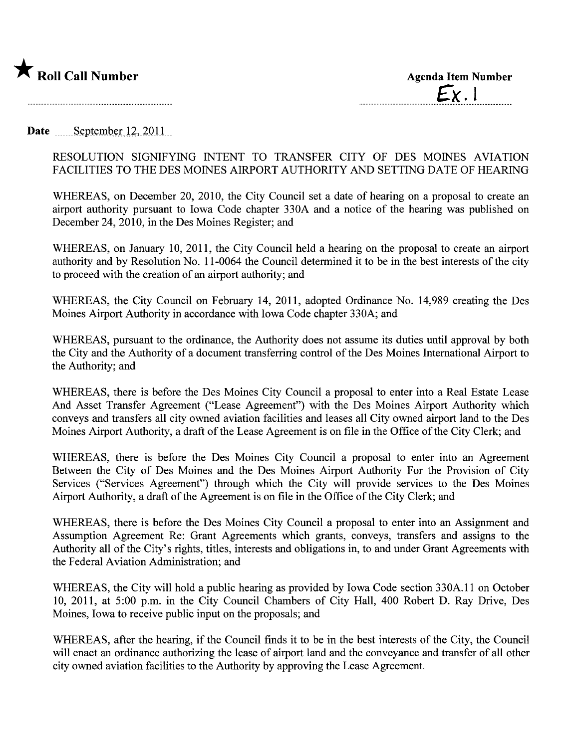★ **Roll Call Number**

**Agenda Item Number**

Ex. 1

**Date** September 12, 2011

RESOLUTION SIGNIFYING INTENT TO TRANSFER CITY OF DES MOINES AVIATION FACILITIES TO THE DES MOINES AIRPORT AUTHORITY AND SETTING DATE OF HEARING

WHEREAS, on December 20, 2010, the City Council set a date of hearing on a proposal to create an airport authority pursuant to Iowa Code chapter 330A and a notice of the hearing was published on December 24, 2010, in the Des Moines Register; and

WHEREAS, on January 10, 2011, the City Council held a hearing on the proposal to create an airport authority and by Resolution No. 11-0064 the Council determined it to be in the best interests of the city to proceed with the creation of an airport authority; and

WHEREAS, the City Council on February 14, 2011, adopted Ordinance No. 14,989 creating the Des Moines Airport Authority in accordance with Iowa Code chapter 330A; and

WHEREAS, pursuant to the ordinance, the Authority does not assume its duties until approval by both the City and the Authority of a document transferring control of the Des Moines International Airport to the Authority; and

WHEREAS, there is before the Des Moines City Council a proposal to enter into a Real Estate Lease And Asset Transfer Agreement ("Lease Agreement") with the Des Moines Airport Authority which conveys and transfers all city owned aviation facilities and leases all City owned airport land to the Des Moines Airport Authority, a draft of the Lease Agreement is on file in the Office of the City Clerk; and

WHEREAS, there is before the Des Moines City Council a proposal to enter into an Agreement Between the City of Des Moines and the Des Moines Airport Authority For the Provision of City Services ("Services Agreement") through which the City will provide services to the Des Moines Airport Authority, a draft of the Agreement is on file in the Office of the City Clerk; and

WHEREAS, there is before the Des Moines City Council a proposal to enter into an Assignment and Assumption Agreement Re: Grant Agreements which grants, conveys, transfers and assigns to the Authority all of the City's rights, titles, interests and obligations in, to and under Grant Agreements with the Federal Aviation Administration; and

WHEREAS, the City will hold a public hearing as provided by Iowa Code section 330A.11 on October 10, 2011, at 5:00 p.m. in the City Council Chambers of City Hall, 400 Robert D. Ray Drive, Des Moines, Iowa to receive public input on the proposals; and

WHEREAS, after the hearing, if the Council finds it to be in the best interests of the City, the Council will enact an ordinance authorizing the lease of airport land and the conveyance and transfer of all other city owned aviation facilities to the Authority by approving the Lease Agreement.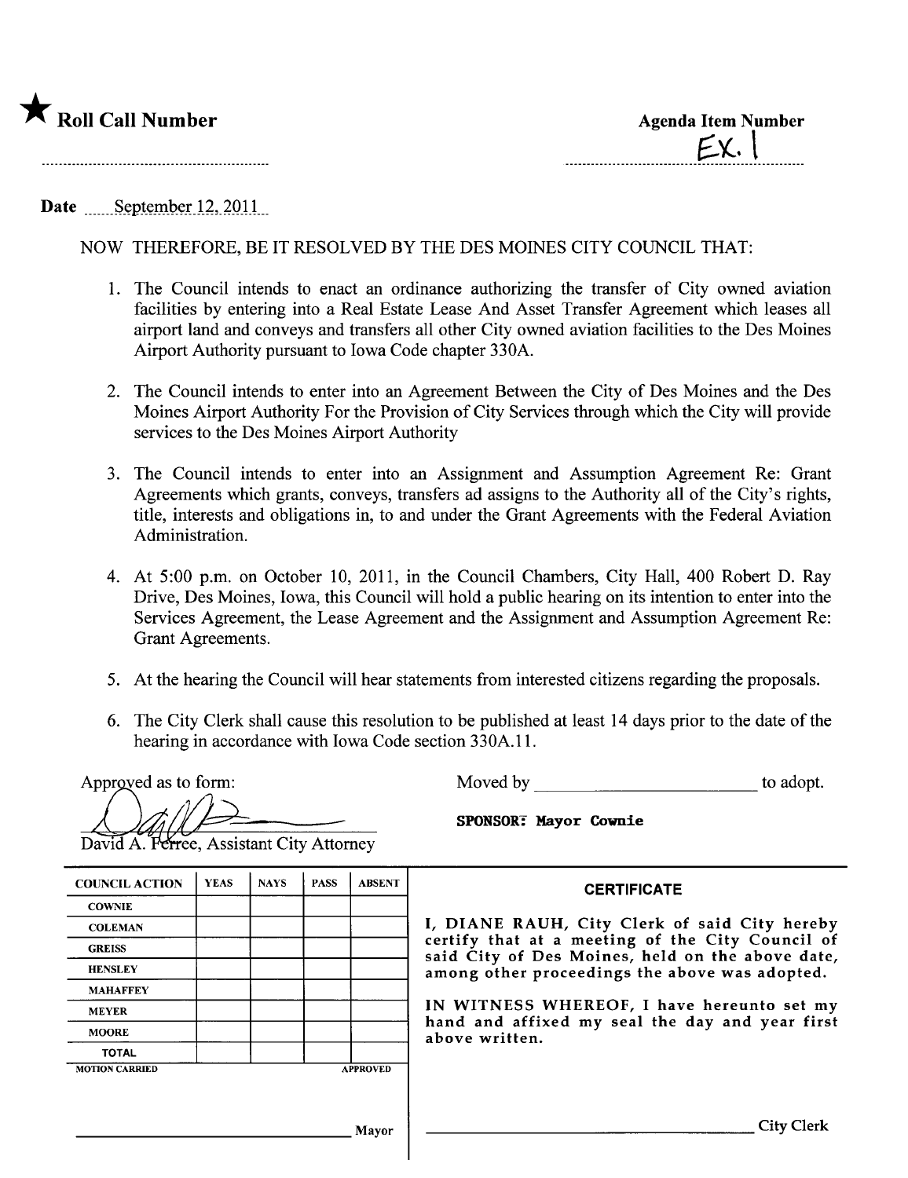★ **Roll Call Number**

**Agenda Item Number**

EX. 1

**Date** September 12, 2011

NOW THEREFORE, BE IT RESOLVED BY THE DES MOINES CITY COUNCIL THAT:

1. The Council intends to enact an ordinance authorizing the transfer of City owned aviation facilities by entering into a Real Estate Lease And Asset Transfer Agreement which leases all airport land and conveys and transfers all other City owned aviation facilities to the Des Moines Airport Authority pursuant to Iowa Code chapter 330A.

2. The Council intends to enter into an Agreement Between the City of Des Moines and the Des Moines Airport Authority For the Provision of City Services through which the City will provide services to the Des Moines Airport Authority

3. The Council intends to enter into an Assignment and Assumption Agreement Re: Grant Agreements which grants, conveys, transfers ad assigns to the Authority all of the City's rights, title, interests and obligations in, to and under the Grant Agreements with the Federal Aviation Administration.

4. At 5:00 p.m. on October 10, 2011, in the Council Chambers, City Hall, 400 Robert D. Ray Drive, Des Moines, Iowa, this Council will hold a public hearing on its intention to enter into the Services Agreement, the Lease Agreement and the Assignment and Assumption Agreement Re: Grant Agreements.

5. At the hearing the Council will hear statements from interested citizens regarding the proposals.

6. The City Clerk shall cause this resolution to be published at least 14 days prior to the date of the hearing in accordance with Iowa Code section 330A.11.

Approved as to form:

David A. Ferree, Assistant City Attorney

Moved by ______________________ to adopt.

**SPONSOR: Mayor Cownie**

| COUNCIL ACTION | YEAS | NAYS | PASS | ABSENT |
|---|---|---|---|---|
| COWNIE | | | | |
| COLEMAN | | | | |
| GREISS | | | | |
| HENSLEY | | | | |
| MAHAFFEY | | | | |
| MEYER | | | | |
| MOORE | | | | |
| TOTAL | | | | |
| MOTION CARRIED | | | | APPROVED |

______________________ Mayor

**CERTIFICATE**

I, DIANE RAUH, City Clerk of said City hereby certify that at a meeting of the City Council of said City of Des Moines, held on the above date, among other proceedings the above was adopted.

IN WITNESS WHEREOF, I have hereunto set my hand and affixed my seal the day and year first above written.

______________________ City Clerk